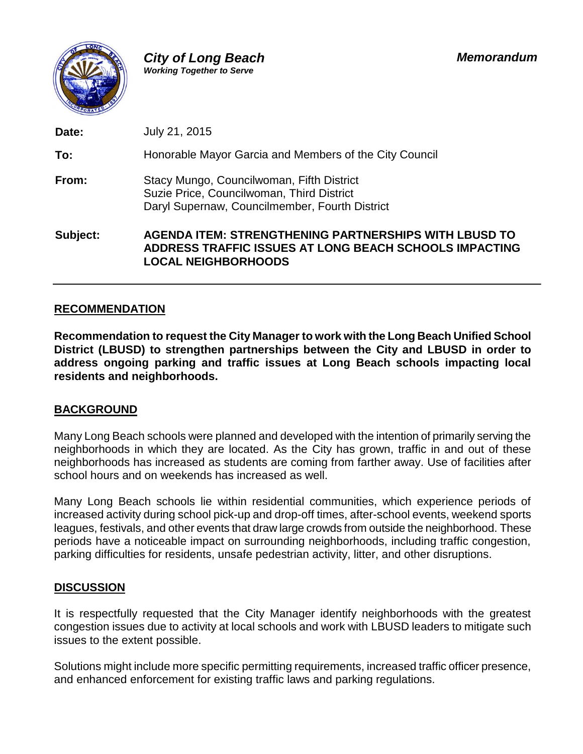***City of Long Beach***
***Working Together to Serve***

***Memorandum***

**Date:** July 21, 2015

**To:** Honorable Mayor Garcia and Members of the City Council

**From:** Stacy Mungo, Councilwoman, Fifth District
Suzie Price, Councilwoman, Third District
Daryl Supernaw, Councilmember, Fourth District

**Subject:** **AGENDA ITEM: STRENGTHENING PARTNERSHIPS WITH LBUSD TO ADDRESS TRAFFIC ISSUES AT LONG BEACH SCHOOLS IMPACTING LOCAL NEIGHBORHOODS**

---

## RECOMMENDATION

**Recommendation to request the City Manager to work with the Long Beach Unified School District (LBUSD) to strengthen partnerships between the City and LBUSD in order to address ongoing parking and traffic issues at Long Beach schools impacting local residents and neighborhoods.**

## BACKGROUND

Many Long Beach schools were planned and developed with the intention of primarily serving the neighborhoods in which they are located. As the City has grown, traffic in and out of these neighborhoods has increased as students are coming from farther away. Use of facilities after school hours and on weekends has increased as well.

Many Long Beach schools lie within residential communities, which experience periods of increased activity during school pick-up and drop-off times, after-school events, weekend sports leagues, festivals, and other events that draw large crowds from outside the neighborhood. These periods have a noticeable impact on surrounding neighborhoods, including traffic congestion, parking difficulties for residents, unsafe pedestrian activity, litter, and other disruptions.

## DISCUSSION

It is respectfully requested that the City Manager identify neighborhoods with the greatest congestion issues due to activity at local schools and work with LBUSD leaders to mitigate such issues to the extent possible.

Solutions might include more specific permitting requirements, increased traffic officer presence, and enhanced enforcement for existing traffic laws and parking regulations.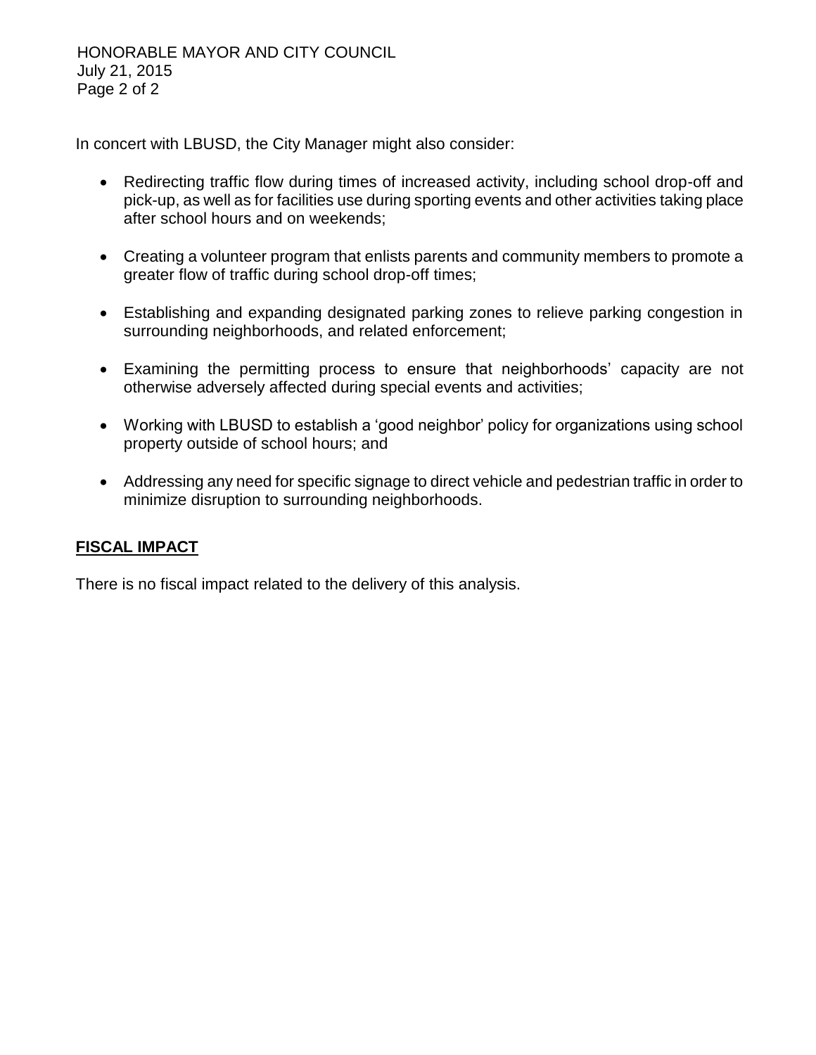In concert with LBUSD, the City Manager might also consider:

- Redirecting traffic flow during times of increased activity, including school drop-off and pick-up, as well as for facilities use during sporting events and other activities taking place after school hours and on weekends;
- Creating a volunteer program that enlists parents and community members to promote a greater flow of traffic during school drop-off times;
- Establishing and expanding designated parking zones to relieve parking congestion in surrounding neighborhoods, and related enforcement;
- Examining the permitting process to ensure that neighborhoods' capacity are not otherwise adversely affected during special events and activities;
- Working with LBUSD to establish a 'good neighbor' policy for organizations using school property outside of school hours; and
- Addressing any need for specific signage to direct vehicle and pedestrian traffic in order to minimize disruption to surrounding neighborhoods.

## FISCAL IMPACT

There is no fiscal impact related to the delivery of this analysis.